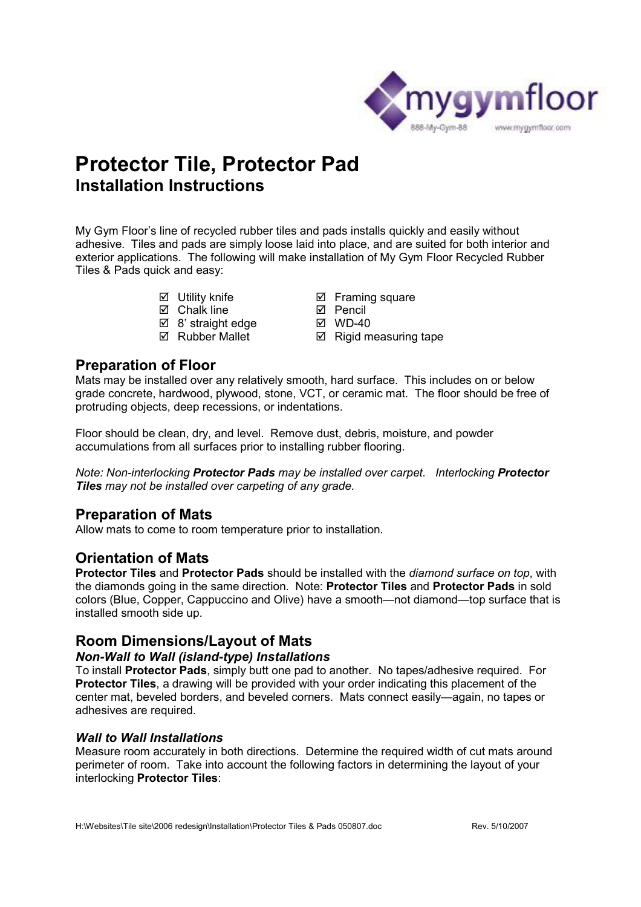# Protector Tile, Protector Pad
## Installation Instructions

My Gym Floor's line of recycled rubber tiles and pads installs quickly and easily without adhesive. Tiles and pads are simply loose laid into place, and are suited for both interior and exterior applications. The following will make installation of My Gym Floor Recycled Rubber Tiles & Pads quick and easy:

- ☑ Utility knife
- ☑ Chalk line
- ☑ 8' straight edge
- ☑ Rubber Mallet
- ☑ Framing square
- ☑ Pencil
- ☑ WD-40
- ☑ Rigid measuring tape

## Preparation of Floor

Mats may be installed over any relatively smooth, hard surface. This includes on or below grade concrete, hardwood, plywood, stone, VCT, or ceramic mat. The floor should be free of protruding objects, deep recessions, or indentations.

Floor should be clean, dry, and level. Remove dust, debris, moisture, and powder accumulations from all surfaces prior to installing rubber flooring.

*Note: Non-interlocking **Protector Pads** may be installed over carpet. Interlocking **Protector Tiles** may not be installed over carpeting of any grade.*

## Preparation of Mats

Allow mats to come to room temperature prior to installation.

## Orientation of Mats

**Protector Tiles** and **Protector Pads** should be installed with the *diamond surface on top*, with the diamonds going in the same direction. Note: **Protector Tiles** and **Protector Pads** in sold colors (Blue, Copper, Cappuccino and Olive) have a smooth—not diamond—top surface that is installed smooth side up.

## Room Dimensions/Layout of Mats

### *Non-Wall to Wall (island-type) Installations*

To install **Protector Pads**, simply butt one pad to another. No tapes/adhesive required. For **Protector Tiles**, a drawing will be provided with your order indicating this placement of the center mat, beveled borders, and beveled corners. Mats connect easily—again, no tapes or adhesives are required.

### *Wall to Wall Installations*

Measure room accurately in both directions. Determine the required width of cut mats around perimeter of room. Take into account the following factors in determining the layout of your interlocking **Protector Tiles**: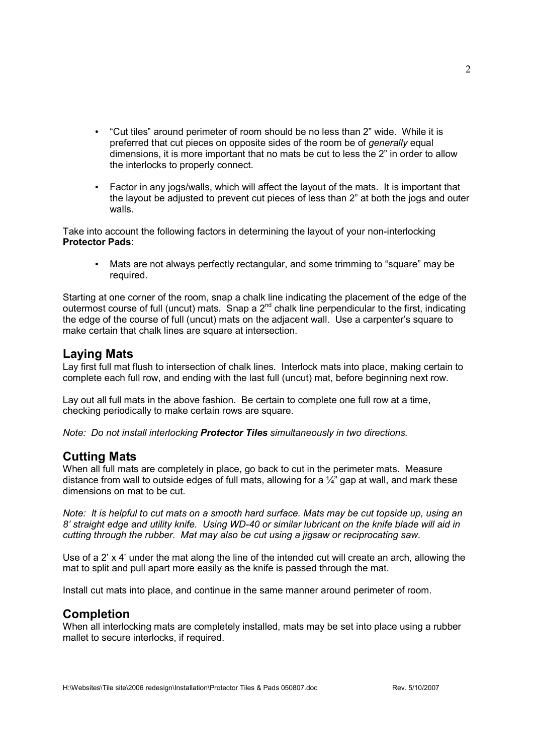- "Cut tiles" around perimeter of room should be no less than 2" wide. While it is preferred that cut pieces on opposite sides of the room be of *generally* equal dimensions, it is more important that no mats be cut to less the 2" in order to allow the interlocks to properly connect.

- Factor in any jogs/walls, which will affect the layout of the mats. It is important that the layout be adjusted to prevent cut pieces of less than 2" at both the jogs and outer walls.

Take into account the following factors in determining the layout of your non-interlocking **Protector Pads**:

- Mats are not always perfectly rectangular, and some trimming to "square" may be required.

Starting at one corner of the room, snap a chalk line indicating the placement of the edge of the outermost course of full (uncut) mats. Snap a 2nd chalk line perpendicular to the first, indicating the edge of the course of full (uncut) mats on the adjacent wall. Use a carpenter's square to make certain that chalk lines are square at intersection.

## Laying Mats

Lay first full mat flush to intersection of chalk lines. Interlock mats into place, making certain to complete each full row, and ending with the last full (uncut) mat, before beginning next row.

Lay out all full mats in the above fashion. Be certain to complete one full row at a time, checking periodically to make certain rows are square.

*Note: Do not install interlocking **Protector Tiles** simultaneously in two directions.*

## Cutting Mats

When all full mats are completely in place, go back to cut in the perimeter mats. Measure distance from wall to outside edges of full mats, allowing for a ¼" gap at wall, and mark these dimensions on mat to be cut.

*Note: It is helpful to cut mats on a smooth hard surface. Mats may be cut topside up, using an 8' straight edge and utility knife. Using WD-40 or similar lubricant on the knife blade will aid in cutting through the rubber. Mat may also be cut using a jigsaw or reciprocating saw.*

Use of a 2' x 4' under the mat along the line of the intended cut will create an arch, allowing the mat to split and pull apart more easily as the knife is passed through the mat.

Install cut mats into place, and continue in the same manner around perimeter of room.

## Completion

When all interlocking mats are completely installed, mats may be set into place using a rubber mallet to secure interlocks, if required.